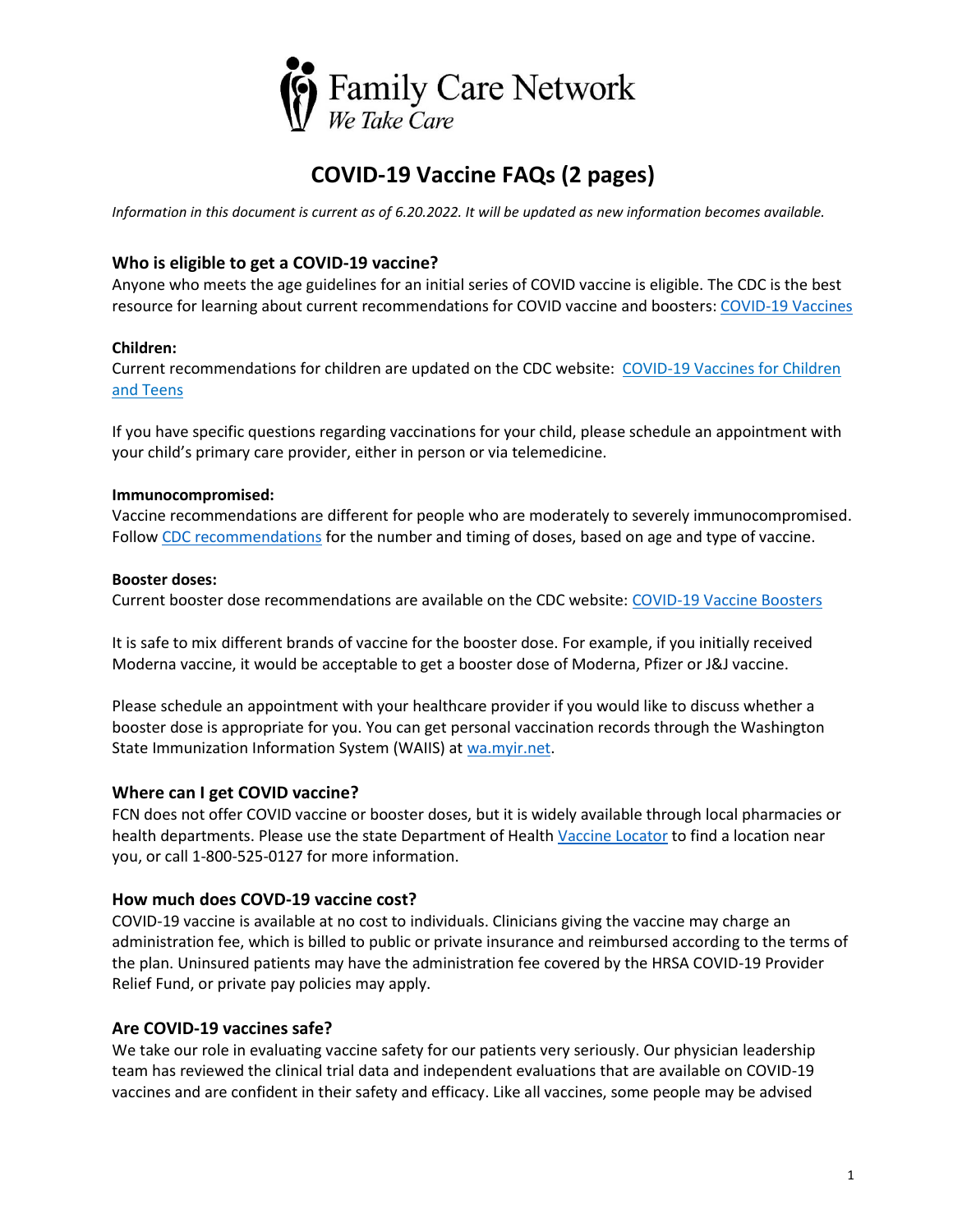Family Care Network
*We Take Care*

# COVID-19 Vaccine FAQs (2 pages)

*Information in this document is current as of 6.20.2022. It will be updated as new information becomes available.*

## Who is eligible to get a COVID-19 vaccine?

Anyone who meets the age guidelines for an initial series of COVID vaccine is eligible. The CDC is the best resource for learning about current recommendations for COVID vaccine and boosters: COVID-19 Vaccines

**Children:**
Current recommendations for children are updated on the CDC website: COVID-19 Vaccines for Children and Teens

If you have specific questions regarding vaccinations for your child, please schedule an appointment with your child's primary care provider, either in person or via telemedicine.

**Immunocompromised:**
Vaccine recommendations are different for people who are moderately to severely immunocompromised. Follow CDC recommendations for the number and timing of doses, based on age and type of vaccine.

**Booster doses:**
Current booster dose recommendations are available on the CDC website: COVID-19 Vaccine Boosters

It is safe to mix different brands of vaccine for the booster dose. For example, if you initially received Moderna vaccine, it would be acceptable to get a booster dose of Moderna, Pfizer or J&J vaccine.

Please schedule an appointment with your healthcare provider if you would like to discuss whether a booster dose is appropriate for you. You can get personal vaccination records through the Washington State Immunization Information System (WAIIS) at wa.myir.net.

## Where can I get COVID vaccine?

FCN does not offer COVID vaccine or booster doses, but it is widely available through local pharmacies or health departments. Please use the state Department of Health Vaccine Locator to find a location near you, or call 1-800-525-0127 for more information.

## How much does COVD-19 vaccine cost?

COVID-19 vaccine is available at no cost to individuals. Clinicians giving the vaccine may charge an administration fee, which is billed to public or private insurance and reimbursed according to the terms of the plan. Uninsured patients may have the administration fee covered by the HRSA COVID-19 Provider Relief Fund, or private pay policies may apply.

## Are COVID-19 vaccines safe?

We take our role in evaluating vaccine safety for our patients very seriously. Our physician leadership team has reviewed the clinical trial data and independent evaluations that are available on COVID-19 vaccines and are confident in their safety and efficacy. Like all vaccines, some people may be advised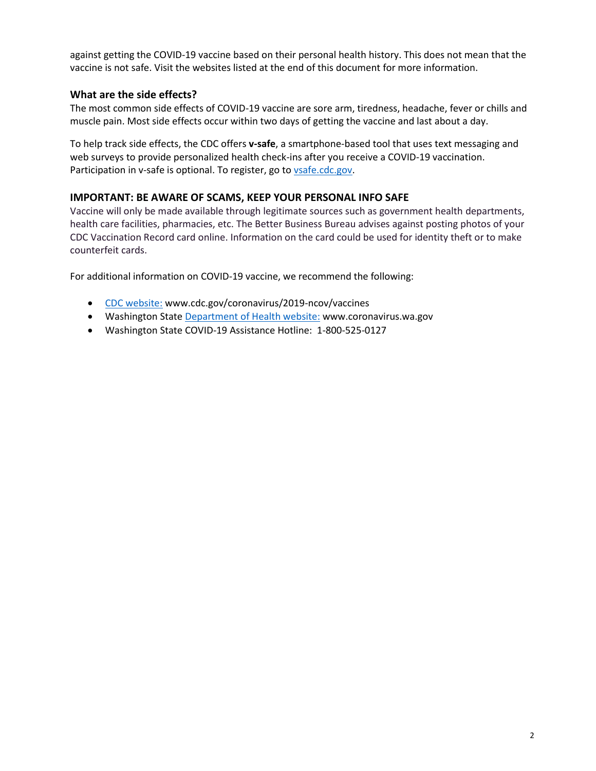against getting the COVID-19 vaccine based on their personal health history. This does not mean that the vaccine is not safe. Visit the websites listed at the end of this document for more information.

### What are the side effects?

The most common side effects of COVID-19 vaccine are sore arm, tiredness, headache, fever or chills and muscle pain. Most side effects occur within two days of getting the vaccine and last about a day.

To help track side effects, the CDC offers **v-safe**, a smartphone-based tool that uses text messaging and web surveys to provide personalized health check-ins after you receive a COVID-19 vaccination. Participation in v-safe is optional. To register, go to vsafe.cdc.gov.

### IMPORTANT: BE AWARE OF SCAMS, KEEP YOUR PERSONAL INFO SAFE

Vaccine will only be made available through legitimate sources such as government health departments, health care facilities, pharmacies, etc. The Better Business Bureau advises against posting photos of your CDC Vaccination Record card online. Information on the card could be used for identity theft or to make counterfeit cards.

For additional information on COVID-19 vaccine, we recommend the following:

- CDC website: www.cdc.gov/coronavirus/2019-ncov/vaccines
- Washington State Department of Health website: www.coronavirus.wa.gov
- Washington State COVID-19 Assistance Hotline: 1-800-525-0127